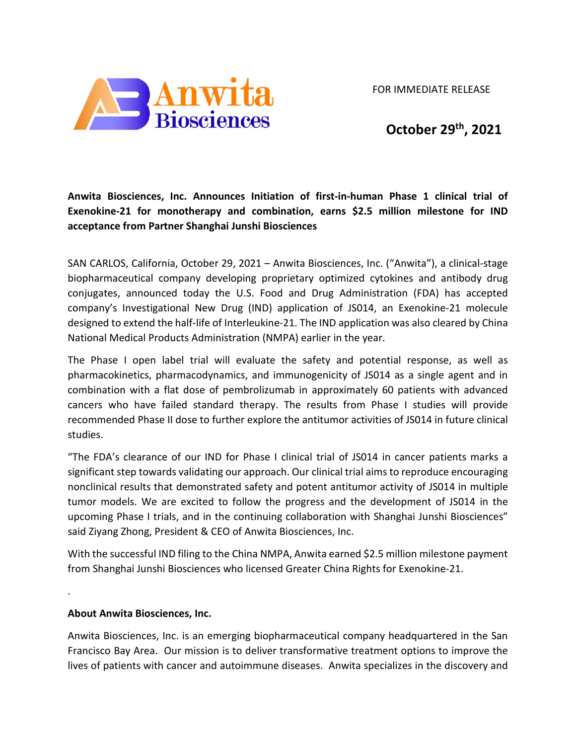FOR IMMEDIATE RELEASE

**October 29th, 2021**

**Anwita Biosciences, Inc. Announces Initiation of first-in-human Phase 1 clinical trial of Exenokine-21 for monotherapy and combination, earns $2.5 million milestone for IND acceptance from Partner Shanghai Junshi Biosciences**

SAN CARLOS, California, October 29, 2021 – Anwita Biosciences, Inc. ("Anwita"), a clinical-stage biopharmaceutical company developing proprietary optimized cytokines and antibody drug conjugates, announced today the U.S. Food and Drug Administration (FDA) has accepted company's Investigational New Drug (IND) application of JS014, an Exenokine-21 molecule designed to extend the half-life of Interleukine-21. The IND application was also cleared by China National Medical Products Administration (NMPA) earlier in the year.

The Phase I open label trial will evaluate the safety and potential response, as well as pharmacokinetics, pharmacodynamics, and immunogenicity of JS014 as a single agent and in combination with a flat dose of pembrolizumab in approximately 60 patients with advanced cancers who have failed standard therapy. The results from Phase I studies will provide recommended Phase II dose to further explore the antitumor activities of JS014 in future clinical studies.

"The FDA's clearance of our IND for Phase I clinical trial of JS014 in cancer patients marks a significant step towards validating our approach. Our clinical trial aims to reproduce encouraging nonclinical results that demonstrated safety and potent antitumor activity of JS014 in multiple tumor models. We are excited to follow the progress and the development of JS014 in the upcoming Phase I trials, and in the continuing collaboration with Shanghai Junshi Biosciences" said Ziyang Zhong, President & CEO of Anwita Biosciences, Inc.

With the successful IND filing to the China NMPA, Anwita earned $2.5 million milestone payment from Shanghai Junshi Biosciences who licensed Greater China Rights for Exenokine-21.

.

**About Anwita Biosciences, Inc.**

Anwita Biosciences, Inc. is an emerging biopharmaceutical company headquartered in the San Francisco Bay Area. Our mission is to deliver transformative treatment options to improve the lives of patients with cancer and autoimmune diseases. Anwita specializes in the discovery and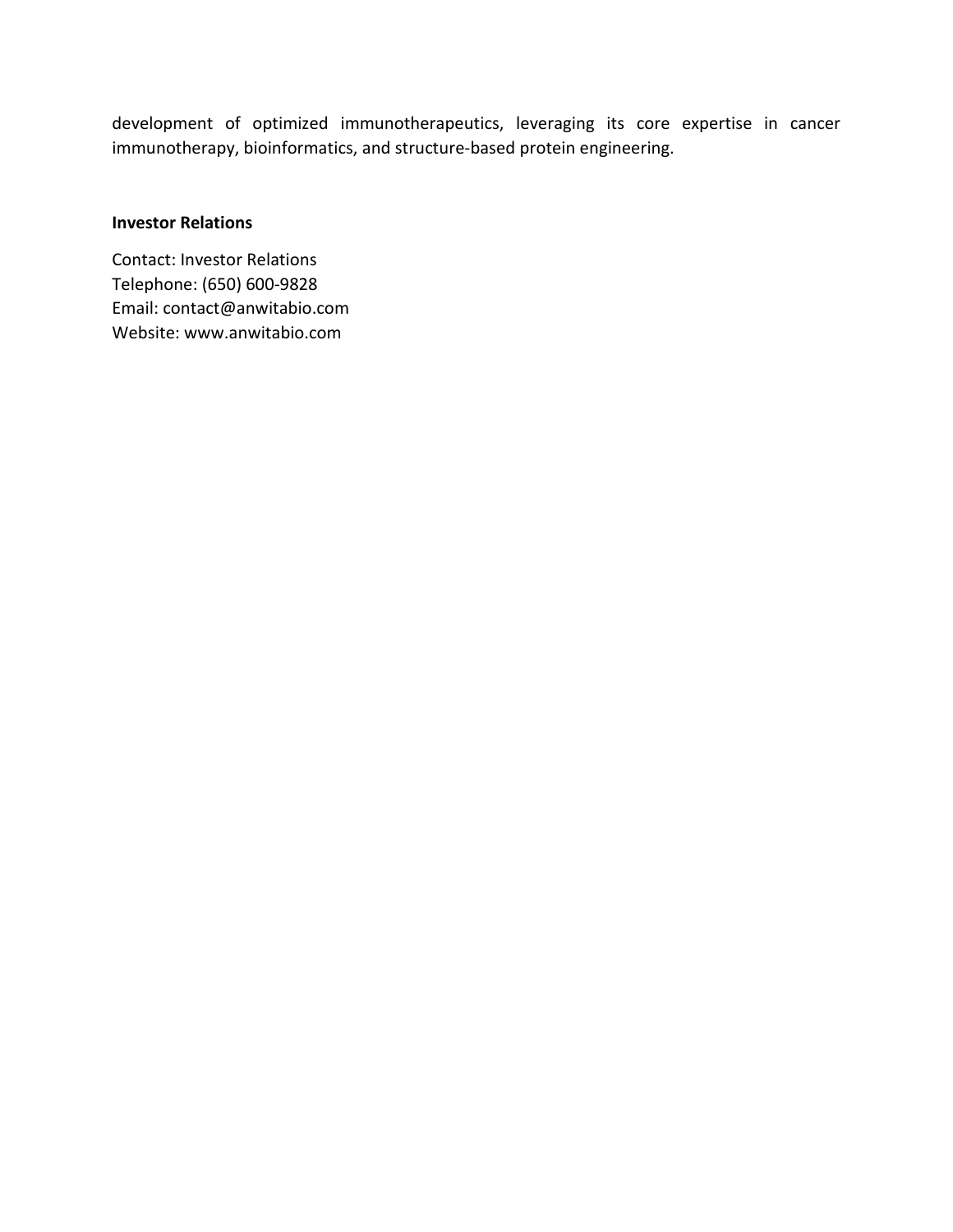development of optimized immunotherapeutics, leveraging its core expertise in cancer immunotherapy, bioinformatics, and structure-based protein engineering.

**Investor Relations**

Contact: Investor Relations
Telephone: (650) 600-9828
Email: contact@anwitabio.com
Website: www.anwitabio.com